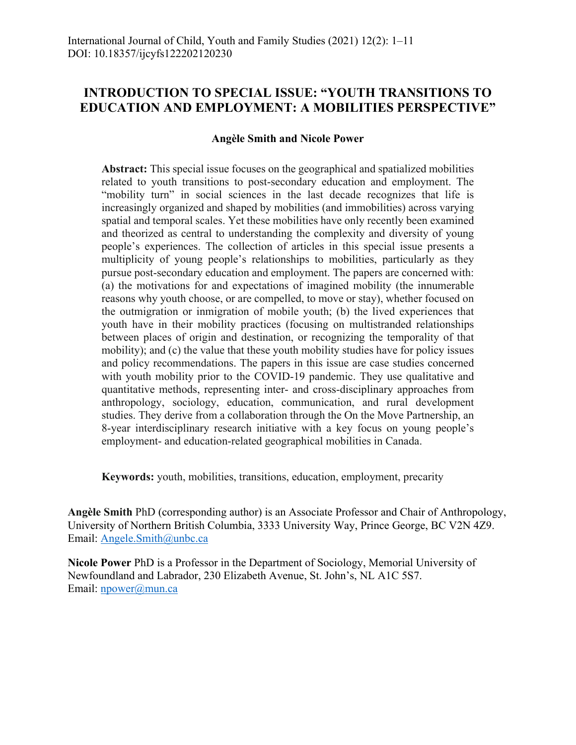# INTRODUCTION TO SPECIAL ISSUE: "YOUTH TRANSITIONS TO EDUCATION AND EMPLOYMENT: A MOBILITIES PERSPECTIVE"

**Angèle Smith and Nicole Power**

**Abstract:** This special issue focuses on the geographical and spatialized mobilities related to youth transitions to post-secondary education and employment. The "mobility turn" in social sciences in the last decade recognizes that life is increasingly organized and shaped by mobilities (and immobilities) across varying spatial and temporal scales. Yet these mobilities have only recently been examined and theorized as central to understanding the complexity and diversity of young people's experiences. The collection of articles in this special issue presents a multiplicity of young people's relationships to mobilities, particularly as they pursue post-secondary education and employment. The papers are concerned with: (a) the motivations for and expectations of imagined mobility (the innumerable reasons why youth choose, or are compelled, to move or stay), whether focused on the outmigration or inmigration of mobile youth; (b) the lived experiences that youth have in their mobility practices (focusing on multistranded relationships between places of origin and destination, or recognizing the temporality of that mobility); and (c) the value that these youth mobility studies have for policy issues and policy recommendations. The papers in this issue are case studies concerned with youth mobility prior to the COVID-19 pandemic. They use qualitative and quantitative methods, representing inter- and cross-disciplinary approaches from anthropology, sociology, education, communication, and rural development studies. They derive from a collaboration through the On the Move Partnership, an 8-year interdisciplinary research initiative with a key focus on young people's employment- and education-related geographical mobilities in Canada.

**Keywords:** youth, mobilities, transitions, education, employment, precarity

**Angèle Smith** PhD (corresponding author) is an Associate Professor and Chair of Anthropology, University of Northern British Columbia, 3333 University Way, Prince George, BC V2N 4Z9. Email: Angele.Smith@unbc.ca

**Nicole Power** PhD is a Professor in the Department of Sociology, Memorial University of Newfoundland and Labrador, 230 Elizabeth Avenue, St. John's, NL A1C 5S7. Email: npower@mun.ca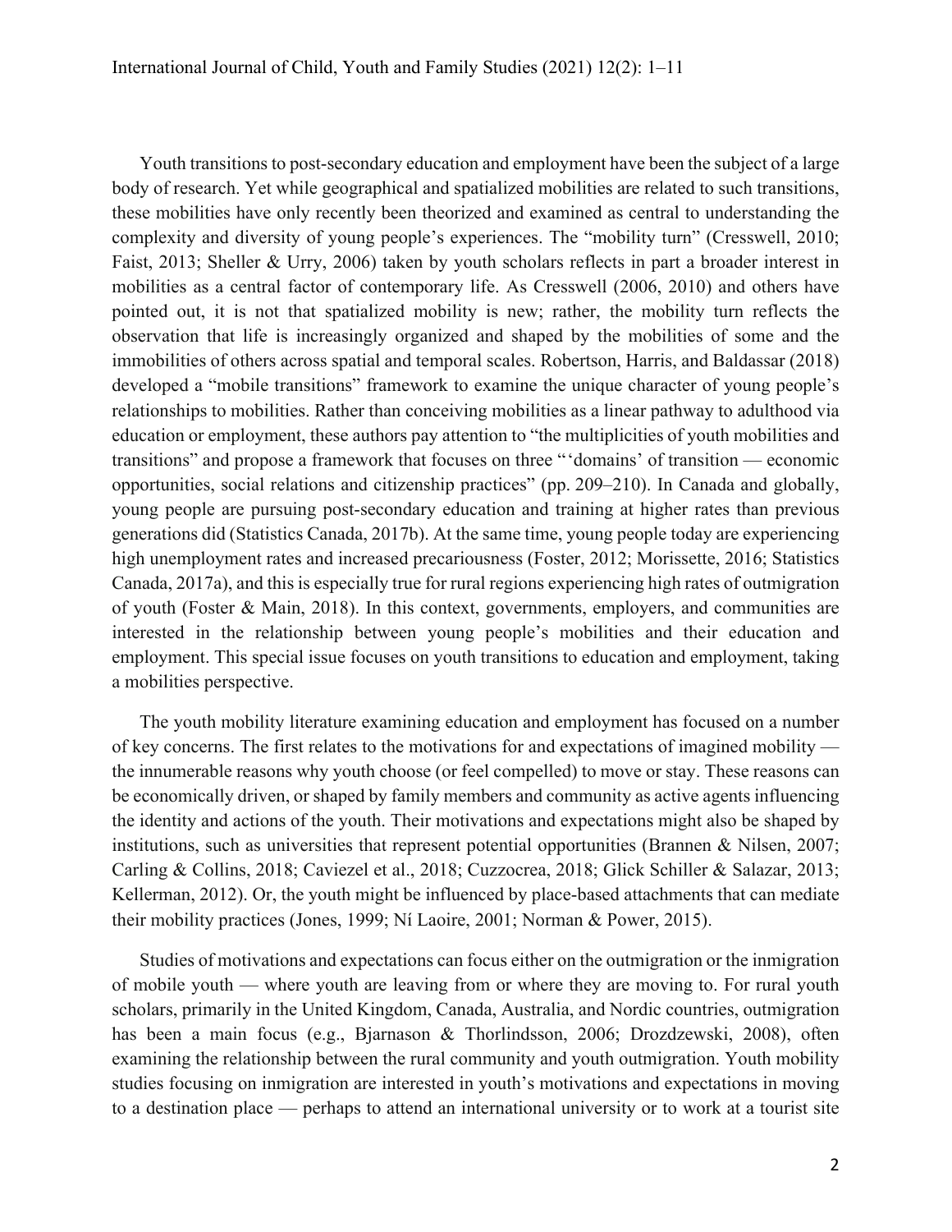Youth transitions to post-secondary education and employment have been the subject of a large body of research. Yet while geographical and spatialized mobilities are related to such transitions, these mobilities have only recently been theorized and examined as central to understanding the complexity and diversity of young people's experiences. The "mobility turn" (Cresswell, 2010; Faist, 2013; Sheller & Urry, 2006) taken by youth scholars reflects in part a broader interest in mobilities as a central factor of contemporary life. As Cresswell (2006, 2010) and others have pointed out, it is not that spatialized mobility is new; rather, the mobility turn reflects the observation that life is increasingly organized and shaped by the mobilities of some and the immobilities of others across spatial and temporal scales. Robertson, Harris, and Baldassar (2018) developed a "mobile transitions" framework to examine the unique character of young people's relationships to mobilities. Rather than conceiving mobilities as a linear pathway to adulthood via education or employment, these authors pay attention to "the multiplicities of youth mobilities and transitions" and propose a framework that focuses on three "'domains' of transition — economic opportunities, social relations and citizenship practices" (pp. 209–210). In Canada and globally, young people are pursuing post-secondary education and training at higher rates than previous generations did (Statistics Canada, 2017b). At the same time, young people today are experiencing high unemployment rates and increased precariousness (Foster, 2012; Morissette, 2016; Statistics Canada, 2017a), and this is especially true for rural regions experiencing high rates of outmigration of youth (Foster & Main, 2018). In this context, governments, employers, and communities are interested in the relationship between young people's mobilities and their education and employment. This special issue focuses on youth transitions to education and employment, taking a mobilities perspective.

The youth mobility literature examining education and employment has focused on a number of key concerns. The first relates to the motivations for and expectations of imagined mobility — the innumerable reasons why youth choose (or feel compelled) to move or stay. These reasons can be economically driven, or shaped by family members and community as active agents influencing the identity and actions of the youth. Their motivations and expectations might also be shaped by institutions, such as universities that represent potential opportunities (Brannen & Nilsen, 2007; Carling & Collins, 2018; Caviezel et al., 2018; Cuzzocrea, 2018; Glick Schiller & Salazar, 2013; Kellerman, 2012). Or, the youth might be influenced by place-based attachments that can mediate their mobility practices (Jones, 1999; Ní Laoire, 2001; Norman & Power, 2015).

Studies of motivations and expectations can focus either on the outmigration or the inmigration of mobile youth — where youth are leaving from or where they are moving to. For rural youth scholars, primarily in the United Kingdom, Canada, Australia, and Nordic countries, outmigration has been a main focus (e.g., Bjarnason & Thorlindsson, 2006; Drozdzewski, 2008), often examining the relationship between the rural community and youth outmigration. Youth mobility studies focusing on inmigration are interested in youth's motivations and expectations in moving to a destination place — perhaps to attend an international university or to work at a tourist site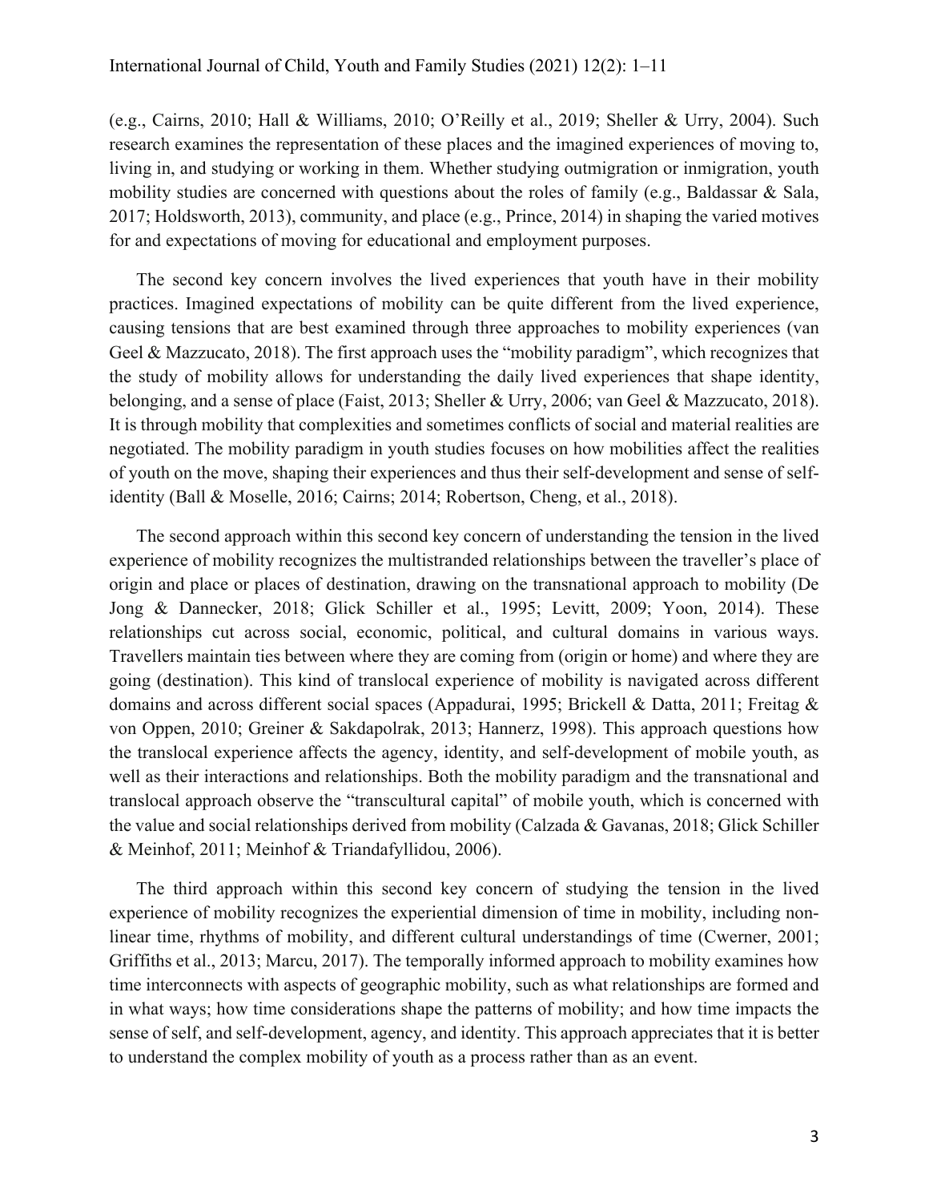(e.g., Cairns, 2010; Hall & Williams, 2010; O'Reilly et al., 2019; Sheller & Urry, 2004). Such research examines the representation of these places and the imagined experiences of moving to, living in, and studying or working in them. Whether studying outmigration or inmigration, youth mobility studies are concerned with questions about the roles of family (e.g., Baldassar & Sala, 2017; Holdsworth, 2013), community, and place (e.g., Prince, 2014) in shaping the varied motives for and expectations of moving for educational and employment purposes.

The second key concern involves the lived experiences that youth have in their mobility practices. Imagined expectations of mobility can be quite different from the lived experience, causing tensions that are best examined through three approaches to mobility experiences (van Geel & Mazzucato, 2018). The first approach uses the "mobility paradigm", which recognizes that the study of mobility allows for understanding the daily lived experiences that shape identity, belonging, and a sense of place (Faist, 2013; Sheller & Urry, 2006; van Geel & Mazzucato, 2018). It is through mobility that complexities and sometimes conflicts of social and material realities are negotiated. The mobility paradigm in youth studies focuses on how mobilities affect the realities of youth on the move, shaping their experiences and thus their self-development and sense of self-identity (Ball & Moselle, 2016; Cairns; 2014; Robertson, Cheng, et al., 2018).

The second approach within this second key concern of understanding the tension in the lived experience of mobility recognizes the multistranded relationships between the traveller's place of origin and place or places of destination, drawing on the transnational approach to mobility (De Jong & Dannecker, 2018; Glick Schiller et al., 1995; Levitt, 2009; Yoon, 2014). These relationships cut across social, economic, political, and cultural domains in various ways. Travellers maintain ties between where they are coming from (origin or home) and where they are going (destination). This kind of translocal experience of mobility is navigated across different domains and across different social spaces (Appadurai, 1995; Brickell & Datta, 2011; Freitag & von Oppen, 2010; Greiner & Sakdapolrak, 2013; Hannerz, 1998). This approach questions how the translocal experience affects the agency, identity, and self-development of mobile youth, as well as their interactions and relationships. Both the mobility paradigm and the transnational and translocal approach observe the "transcultural capital" of mobile youth, which is concerned with the value and social relationships derived from mobility (Calzada & Gavanas, 2018; Glick Schiller & Meinhof, 2011; Meinhof & Triandafyllidou, 2006).

The third approach within this second key concern of studying the tension in the lived experience of mobility recognizes the experiential dimension of time in mobility, including non-linear time, rhythms of mobility, and different cultural understandings of time (Cwerner, 2001; Griffiths et al., 2013; Marcu, 2017). The temporally informed approach to mobility examines how time interconnects with aspects of geographic mobility, such as what relationships are formed and in what ways; how time considerations shape the patterns of mobility; and how time impacts the sense of self, and self-development, agency, and identity. This approach appreciates that it is better to understand the complex mobility of youth as a process rather than as an event.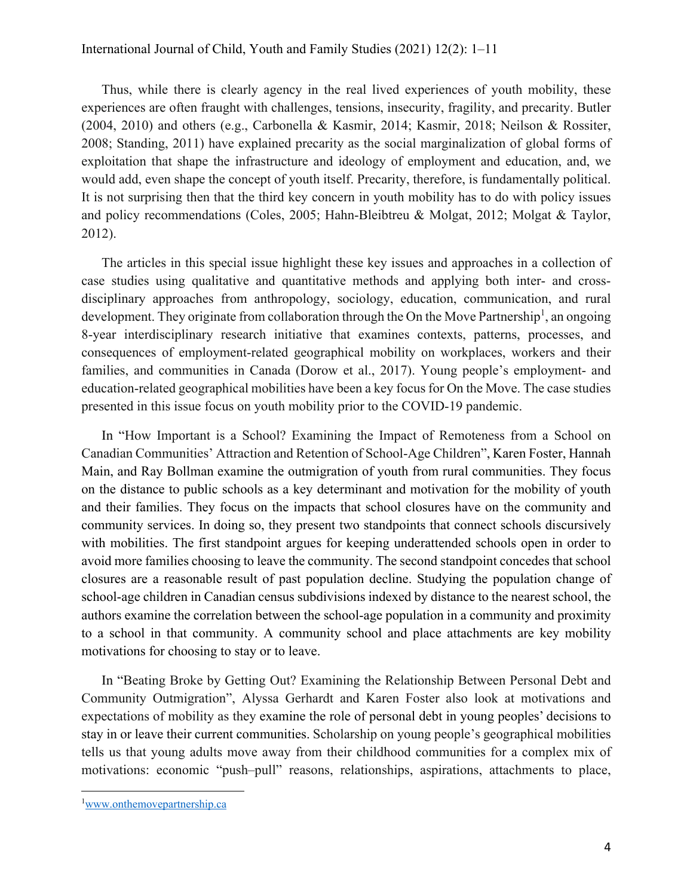Thus, while there is clearly agency in the real lived experiences of youth mobility, these experiences are often fraught with challenges, tensions, insecurity, fragility, and precarity. Butler (2004, 2010) and others (e.g., Carbonella & Kasmir, 2014; Kasmir, 2018; Neilson & Rossiter, 2008; Standing, 2011) have explained precarity as the social marginalization of global forms of exploitation that shape the infrastructure and ideology of employment and education, and, we would add, even shape the concept of youth itself. Precarity, therefore, is fundamentally political. It is not surprising then that the third key concern in youth mobility has to do with policy issues and policy recommendations (Coles, 2005; Hahn-Bleibtreu & Molgat, 2012; Molgat & Taylor, 2012).

The articles in this special issue highlight these key issues and approaches in a collection of case studies using qualitative and quantitative methods and applying both inter- and cross-disciplinary approaches from anthropology, sociology, education, communication, and rural development. They originate from collaboration through the On the Move Partnership[1], an ongoing 8-year interdisciplinary research initiative that examines contexts, patterns, processes, and consequences of employment-related geographical mobility on workplaces, workers and their families, and communities in Canada (Dorow et al., 2017). Young people's employment- and education-related geographical mobilities have been a key focus for On the Move. The case studies presented in this issue focus on youth mobility prior to the COVID-19 pandemic.

In "How Important is a School? Examining the Impact of Remoteness from a School on Canadian Communities' Attraction and Retention of School-Age Children", Karen Foster, Hannah Main, and Ray Bollman examine the outmigration of youth from rural communities. They focus on the distance to public schools as a key determinant and motivation for the mobility of youth and their families. They focus on the impacts that school closures have on the community and community services. In doing so, they present two standpoints that connect schools discursively with mobilities. The first standpoint argues for keeping underattended schools open in order to avoid more families choosing to leave the community. The second standpoint concedes that school closures are a reasonable result of past population decline. Studying the population change of school-age children in Canadian census subdivisions indexed by distance to the nearest school, the authors examine the correlation between the school-age population in a community and proximity to a school in that community. A community school and place attachments are key mobility motivations for choosing to stay or to leave.

In "Beating Broke by Getting Out? Examining the Relationship Between Personal Debt and Community Outmigration", Alyssa Gerhardt and Karen Foster also look at motivations and expectations of mobility as they examine the role of personal debt in young peoples' decisions to stay in or leave their current communities. Scholarship on young people's geographical mobilities tells us that young adults move away from their childhood communities for a complex mix of motivations: economic "push–pull" reasons, relationships, aspirations, attachments to place,

---

[1] www.onthemovepartnership.ca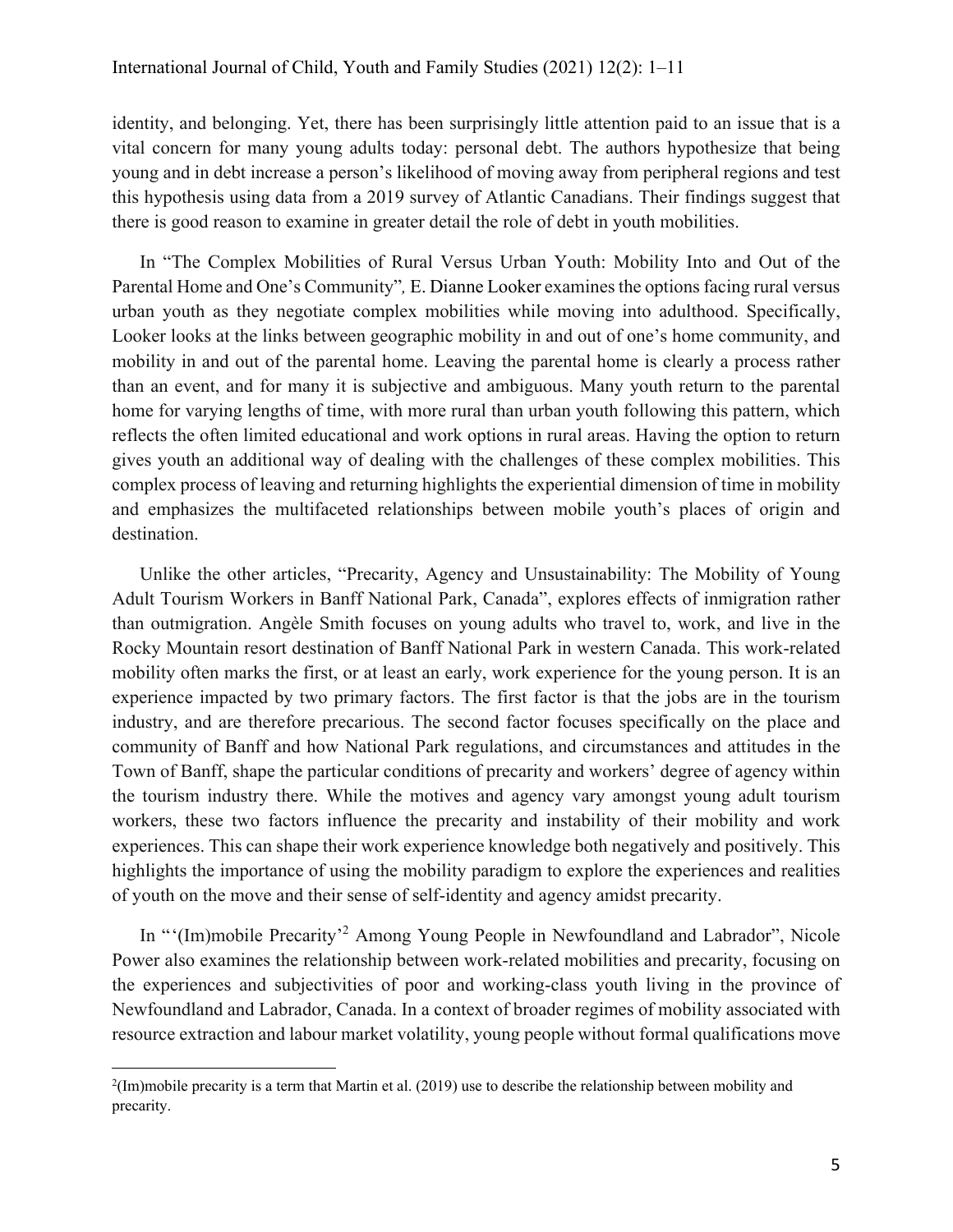identity, and belonging. Yet, there has been surprisingly little attention paid to an issue that is a vital concern for many young adults today: personal debt. The authors hypothesize that being young and in debt increase a person's likelihood of moving away from peripheral regions and test this hypothesis using data from a 2019 survey of Atlantic Canadians. Their findings suggest that there is good reason to examine in greater detail the role of debt in youth mobilities.

In "The Complex Mobilities of Rural Versus Urban Youth: Mobility Into and Out of the Parental Home and One's Community", E. Dianne Looker examines the options facing rural versus urban youth as they negotiate complex mobilities while moving into adulthood. Specifically, Looker looks at the links between geographic mobility in and out of one's home community, and mobility in and out of the parental home. Leaving the parental home is clearly a process rather than an event, and for many it is subjective and ambiguous. Many youth return to the parental home for varying lengths of time, with more rural than urban youth following this pattern, which reflects the often limited educational and work options in rural areas. Having the option to return gives youth an additional way of dealing with the challenges of these complex mobilities. This complex process of leaving and returning highlights the experiential dimension of time in mobility and emphasizes the multifaceted relationships between mobile youth's places of origin and destination.

Unlike the other articles, "Precarity, Agency and Unsustainability: The Mobility of Young Adult Tourism Workers in Banff National Park, Canada", explores effects of inmigration rather than outmigration. Angèle Smith focuses on young adults who travel to, work, and live in the Rocky Mountain resort destination of Banff National Park in western Canada. This work-related mobility often marks the first, or at least an early, work experience for the young person. It is an experience impacted by two primary factors. The first factor is that the jobs are in the tourism industry, and are therefore precarious. The second factor focuses specifically on the place and community of Banff and how National Park regulations, and circumstances and attitudes in the Town of Banff, shape the particular conditions of precarity and workers' degree of agency within the tourism industry there. While the motives and agency vary amongst young adult tourism workers, these two factors influence the precarity and instability of their mobility and work experiences. This can shape their work experience knowledge both negatively and positively. This highlights the importance of using the mobility paradigm to explore the experiences and realities of youth on the move and their sense of self-identity and agency amidst precarity.

In "'(Im)mobile Precarity'[2] Among Young People in Newfoundland and Labrador", Nicole Power also examines the relationship between work-related mobilities and precarity, focusing on the experiences and subjectivities of poor and working-class youth living in the province of Newfoundland and Labrador, Canada. In a context of broader regimes of mobility associated with resource extraction and labour market volatility, young people without formal qualifications move

[2] (Im)mobile precarity is a term that Martin et al. (2019) use to describe the relationship between mobility and precarity.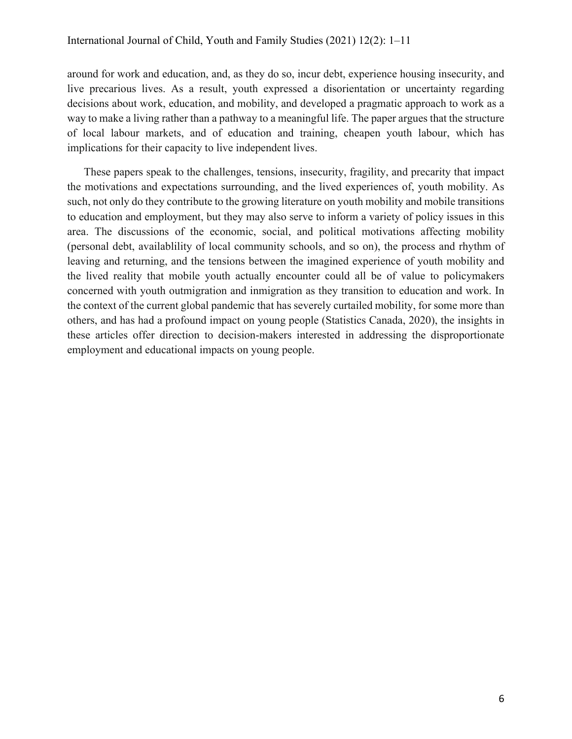around for work and education, and, as they do so, incur debt, experience housing insecurity, and live precarious lives. As a result, youth expressed a disorientation or uncertainty regarding decisions about work, education, and mobility, and developed a pragmatic approach to work as a way to make a living rather than a pathway to a meaningful life. The paper argues that the structure of local labour markets, and of education and training, cheapen youth labour, which has implications for their capacity to live independent lives.

These papers speak to the challenges, tensions, insecurity, fragility, and precarity that impact the motivations and expectations surrounding, and the lived experiences of, youth mobility. As such, not only do they contribute to the growing literature on youth mobility and mobile transitions to education and employment, but they may also serve to inform a variety of policy issues in this area. The discussions of the economic, social, and political motivations affecting mobility (personal debt, availablility of local community schools, and so on), the process and rhythm of leaving and returning, and the tensions between the imagined experience of youth mobility and the lived reality that mobile youth actually encounter could all be of value to policymakers concerned with youth outmigration and inmigration as they transition to education and work. In the context of the current global pandemic that has severely curtailed mobility, for some more than others, and has had a profound impact on young people (Statistics Canada, 2020), the insights in these articles offer direction to decision-makers interested in addressing the disproportionate employment and educational impacts on young people.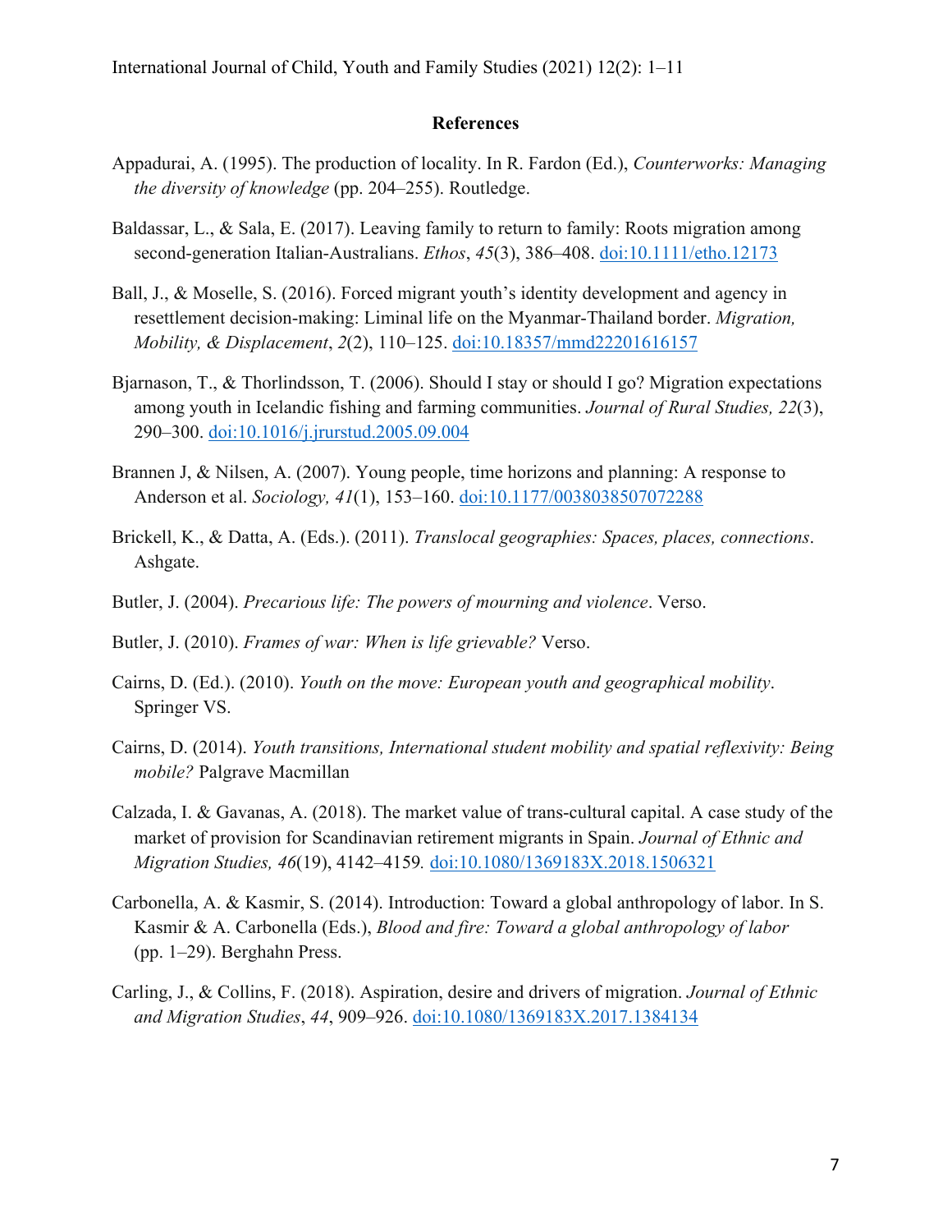## References

Appadurai, A. (1995). The production of locality. In R. Fardon (Ed.), *Counterworks: Managing the diversity of knowledge* (pp. 204–255). Routledge.

Baldassar, L., & Sala, E. (2017). Leaving family to return to family: Roots migration among second-generation Italian-Australians. *Ethos*, *45*(3), 386–408. doi:10.1111/etho.12173

Ball, J., & Moselle, S. (2016). Forced migrant youth's identity development and agency in resettlement decision-making: Liminal life on the Myanmar-Thailand border. *Migration, Mobility, & Displacement*, *2*(2), 110–125. doi:10.18357/mmd22201616157

Bjarnason, T., & Thorlindsson, T. (2006). Should I stay or should I go? Migration expectations among youth in Icelandic fishing and farming communities. *Journal of Rural Studies, 22*(3), 290–300. doi:10.1016/j.jrurstud.2005.09.004

Brannen J, & Nilsen, A. (2007). Young people, time horizons and planning: A response to Anderson et al. *Sociology, 41*(1), 153–160. doi:10.1177/0038038507072288

Brickell, K., & Datta, A. (Eds.). (2011). *Translocal geographies: Spaces, places, connections*. Ashgate.

Butler, J. (2004). *Precarious life: The powers of mourning and violence*. Verso.

Butler, J. (2010). *Frames of war: When is life grievable?* Verso.

Cairns, D. (Ed.). (2010). *Youth on the move: European youth and geographical mobility*. Springer VS.

Cairns, D. (2014). *Youth transitions, International student mobility and spatial reflexivity: Being mobile?* Palgrave Macmillan

Calzada, I. & Gavanas, A. (2018). The market value of trans-cultural capital. A case study of the market of provision for Scandinavian retirement migrants in Spain. *Journal of Ethnic and Migration Studies, 46*(19), 4142–4159*.* doi:10.1080/1369183X.2018.1506321

Carbonella, A. & Kasmir, S. (2014). Introduction: Toward a global anthropology of labor. In S. Kasmir & A. Carbonella (Eds.), *Blood and fire: Toward a global anthropology of labor* (pp. 1–29). Berghahn Press.

Carling, J., & Collins, F. (2018). Aspiration, desire and drivers of migration. *Journal of Ethnic and Migration Studies*, *44*, 909–926. doi:10.1080/1369183X.2017.1384134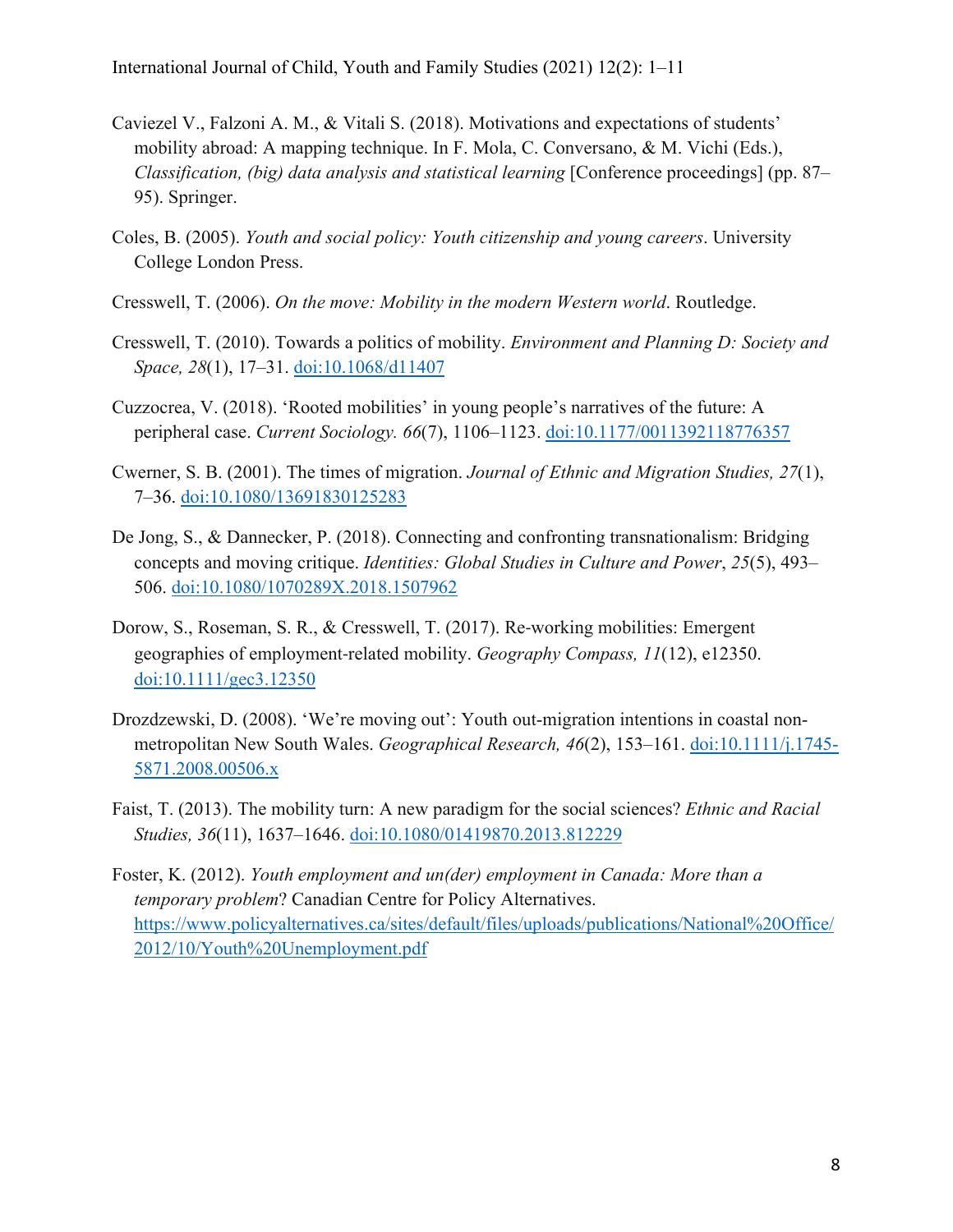Caviezel V., Falzoni A. M., & Vitali S. (2018). Motivations and expectations of students' mobility abroad: A mapping technique. In F. Mola, C. Conversano, & M. Vichi (Eds.), *Classification, (big) data analysis and statistical learning* [Conference proceedings] (pp. 87–95). Springer.

Coles, B. (2005). *Youth and social policy: Youth citizenship and young careers*. University College London Press.

Cresswell, T. (2006). *On the move: Mobility in the modern Western world*. Routledge.

Cresswell, T. (2010). Towards a politics of mobility. *Environment and Planning D: Society and Space, 28*(1), 17–31. doi:10.1068/d11407

Cuzzocrea, V. (2018). 'Rooted mobilities' in young people's narratives of the future: A peripheral case. *Current Sociology. 66*(7), 1106–1123. doi:10.1177/0011392118776357

Cwerner, S. B. (2001). The times of migration. *Journal of Ethnic and Migration Studies, 27*(1), 7–36. doi:10.1080/13691830125283

De Jong, S., & Dannecker, P. (2018). Connecting and confronting transnationalism: Bridging concepts and moving critique. *Identities: Global Studies in Culture and Power*, *25*(5), 493–506. doi:10.1080/1070289X.2018.1507962

Dorow, S., Roseman, S. R., & Cresswell, T. (2017). Re-working mobilities: Emergent geographies of employment-related mobility. *Geography Compass, 11*(12), e12350. doi:10.1111/gec3.12350

Drozdzewski, D. (2008). 'We're moving out': Youth out-migration intentions in coastal non-metropolitan New South Wales. *Geographical Research, 46*(2), 153–161. doi:10.1111/j.1745-5871.2008.00506.x

Faist, T. (2013). The mobility turn: A new paradigm for the social sciences? *Ethnic and Racial Studies, 36*(11), 1637–1646. doi:10.1080/01419870.2013.812229

Foster, K. (2012). *Youth employment and un(der) employment in Canada: More than a temporary problem*? Canadian Centre for Policy Alternatives. https://www.policyalternatives.ca/sites/default/files/uploads/publications/National%20Office/2012/10/Youth%20Unemployment.pdf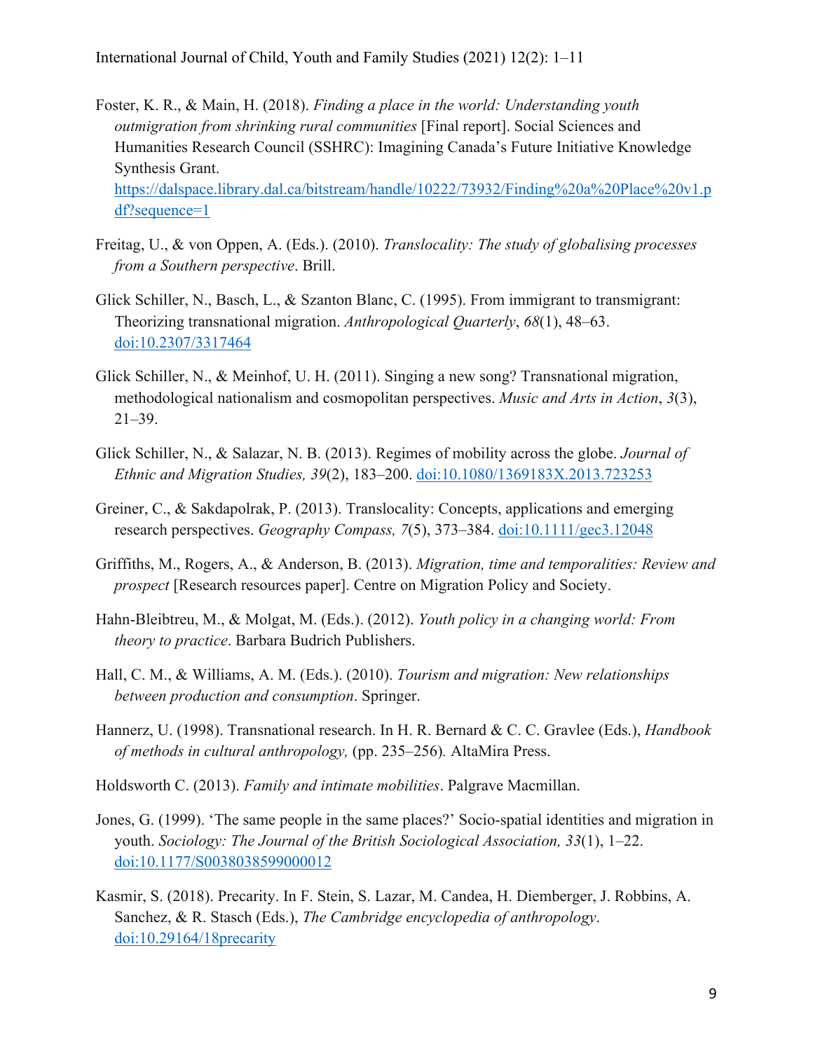Foster, K. R., & Main, H. (2018). *Finding a place in the world: Understanding youth outmigration from shrinking rural communities* [Final report]. Social Sciences and Humanities Research Council (SSHRC): Imagining Canada's Future Initiative Knowledge Synthesis Grant. https://dalspace.library.dal.ca/bitstream/handle/10222/73932/Finding%20a%20Place%20v1.pdf?sequence=1

Freitag, U., & von Oppen, A. (Eds.). (2010). *Translocality: The study of globalising processes from a Southern perspective*. Brill.

Glick Schiller, N., Basch, L., & Szanton Blanc, C. (1995). From immigrant to transmigrant: Theorizing transnational migration. *Anthropological Quarterly*, *68*(1), 48–63. doi:10.2307/3317464

Glick Schiller, N., & Meinhof, U. H. (2011). Singing a new song? Transnational migration, methodological nationalism and cosmopolitan perspectives. *Music and Arts in Action*, *3*(3), 21–39.

Glick Schiller, N., & Salazar, N. B. (2013). Regimes of mobility across the globe. *Journal of Ethnic and Migration Studies, 39*(2), 183–200. doi:10.1080/1369183X.2013.723253

Greiner, C., & Sakdapolrak, P. (2013). Translocality: Concepts, applications and emerging research perspectives. *Geography Compass, 7*(5), 373–384. doi:10.1111/gec3.12048

Griffiths, M., Rogers, A., & Anderson, B. (2013). *Migration, time and temporalities: Review and prospect* [Research resources paper]. Centre on Migration Policy and Society.

Hahn-Bleibtreu, M., & Molgat, M. (Eds.). (2012). *Youth policy in a changing world: From theory to practice*. Barbara Budrich Publishers.

Hall, C. M., & Williams, A. M. (Eds.). (2010). *Tourism and migration: New relationships between production and consumption*. Springer.

Hannerz, U. (1998). Transnational research. In H. R. Bernard & C. C. Gravlee (Eds.), *Handbook of methods in cultural anthropology,* (pp. 235–256)*.* AltaMira Press.

Holdsworth C. (2013). *Family and intimate mobilities*. Palgrave Macmillan.

Jones, G. (1999). 'The same people in the same places?' Socio-spatial identities and migration in youth. *Sociology: The Journal of the British Sociological Association, 33*(1), 1–22. doi:10.1177/S0038038599000012

Kasmir, S. (2018). Precarity. In F. Stein, S. Lazar, M. Candea, H. Diemberger, J. Robbins, A. Sanchez, & R. Stasch (Eds.), *The Cambridge encyclopedia of anthropology*. doi:10.29164/18precarity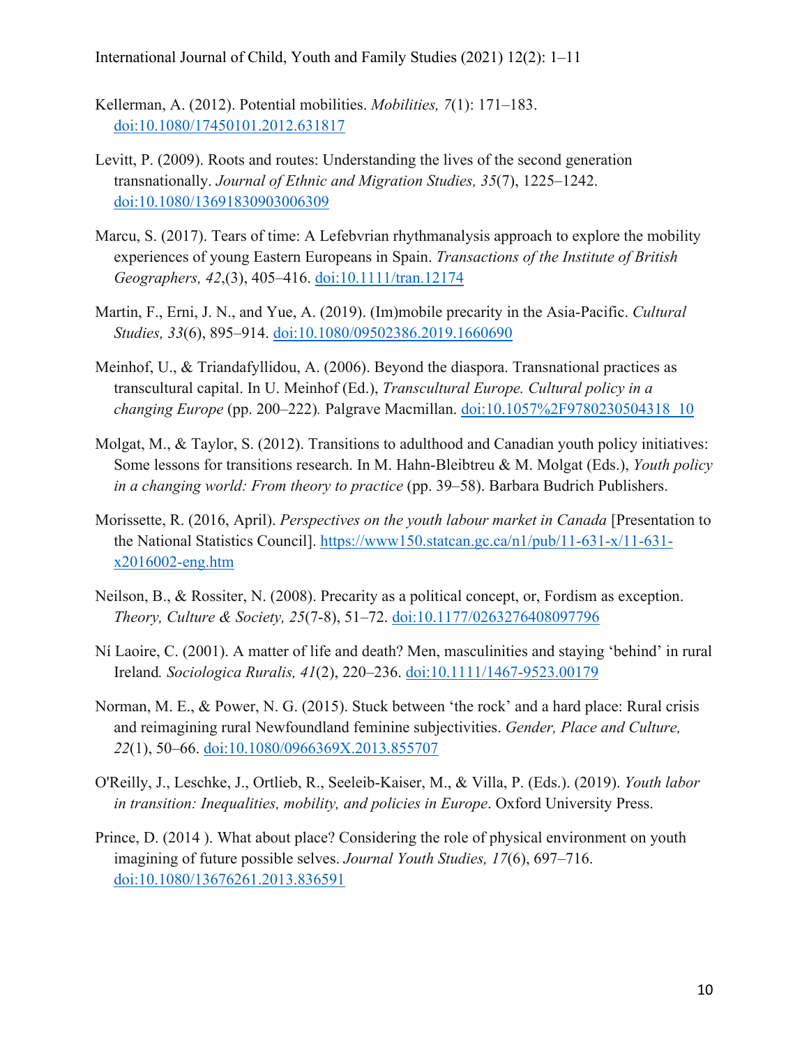Kellerman, A. (2012). Potential mobilities. *Mobilities, 7*(1): 171–183. doi:10.1080/17450101.2012.631817

Levitt, P. (2009). Roots and routes: Understanding the lives of the second generation transnationally. *Journal of Ethnic and Migration Studies, 35*(7), 1225–1242. doi:10.1080/13691830903006309

Marcu, S. (2017). Tears of time: A Lefebvrian rhythmanalysis approach to explore the mobility experiences of young Eastern Europeans in Spain. *Transactions of the Institute of British Geographers, 42*,(3), 405–416. doi:10.1111/tran.12174

Martin, F., Erni, J. N., and Yue, A. (2019). (Im)mobile precarity in the Asia-Pacific. *Cultural Studies, 33*(6), 895–914. doi:10.1080/09502386.2019.1660690

Meinhof, U., & Triandafyllidou, A. (2006). Beyond the diaspora. Transnational practices as transcultural capital. In U. Meinhof (Ed.), *Transcultural Europe. Cultural policy in a changing Europe* (pp. 200–222). Palgrave Macmillan. doi:10.1057%2F9780230504318_10

Molgat, M., & Taylor, S. (2012). Transitions to adulthood and Canadian youth policy initiatives: Some lessons for transitions research. In M. Hahn-Bleibtreu & M. Molgat (Eds.), *Youth policy in a changing world: From theory to practice* (pp. 39–58). Barbara Budrich Publishers.

Morissette, R. (2016, April). *Perspectives on the youth labour market in Canada* [Presentation to the National Statistics Council]. https://www150.statcan.gc.ca/n1/pub/11-631-x/11-631-x2016002-eng.htm

Neilson, B., & Rossiter, N. (2008). Precarity as a political concept, or, Fordism as exception. *Theory, Culture & Society, 25*(7-8), 51–72. doi:10.1177/0263276408097796

Ní Laoire, C. (2001). A matter of life and death? Men, masculinities and staying 'behind' in rural Ireland. *Sociologica Ruralis, 41*(2), 220–236. doi:10.1111/1467-9523.00179

Norman, M. E., & Power, N. G. (2015). Stuck between 'the rock' and a hard place: Rural crisis and reimagining rural Newfoundland feminine subjectivities. *Gender, Place and Culture, 22*(1), 50–66. doi:10.1080/0966369X.2013.855707

O'Reilly, J., Leschke, J., Ortlieb, R., Seeleib-Kaiser, M., & Villa, P. (Eds.). (2019). *Youth labor in transition: Inequalities, mobility, and policies in Europe*. Oxford University Press.

Prince, D. (2014 ). What about place? Considering the role of physical environment on youth imagining of future possible selves. *Journal Youth Studies, 17*(6), 697–716. doi:10.1080/13676261.2013.836591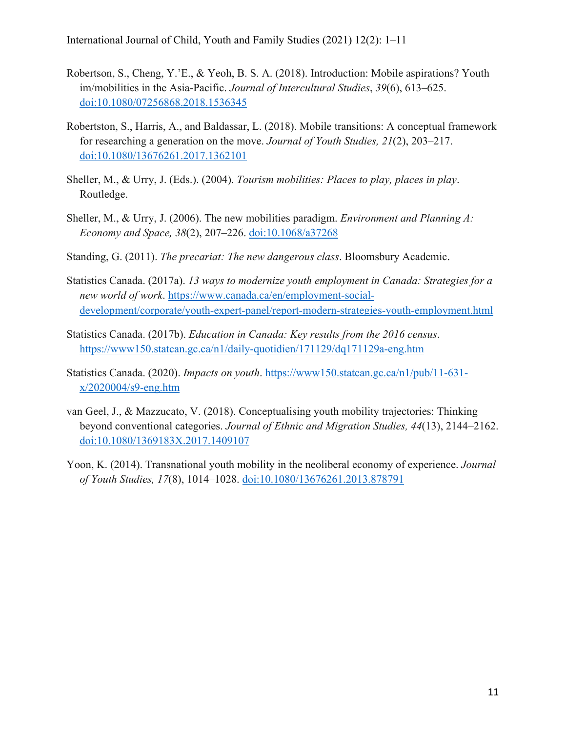Robertson, S., Cheng, Y.'E., & Yeoh, B. S. A. (2018). Introduction: Mobile aspirations? Youth im/mobilities in the Asia-Pacific. *Journal of Intercultural Studies*, *39*(6), 613–625. doi:10.1080/07256868.2018.1536345

Robertston, S., Harris, A., and Baldassar, L. (2018). Mobile transitions: A conceptual framework for researching a generation on the move. *Journal of Youth Studies, 21*(2), 203–217. doi:10.1080/13676261.2017.1362101

Sheller, M., & Urry, J. (Eds.). (2004). *Tourism mobilities: Places to play, places in play*. Routledge.

Sheller, M., & Urry, J. (2006). The new mobilities paradigm. *Environment and Planning A: Economy and Space, 38*(2), 207–226. doi:10.1068/a37268

Standing, G. (2011). *The precariat: The new dangerous class*. Bloomsbury Academic.

Statistics Canada. (2017a). *13 ways to modernize youth employment in Canada: Strategies for a new world of work*. https://www.canada.ca/en/employment-social-development/corporate/youth-expert-panel/report-modern-strategies-youth-employment.html

Statistics Canada. (2017b). *Education in Canada: Key results from the 2016 census*. https://www150.statcan.gc.ca/n1/daily-quotidien/171129/dq171129a-eng.htm

Statistics Canada. (2020). *Impacts on youth*. https://www150.statcan.gc.ca/n1/pub/11-631-x/2020004/s9-eng.htm

van Geel, J., & Mazzucato, V. (2018). Conceptualising youth mobility trajectories: Thinking beyond conventional categories. *Journal of Ethnic and Migration Studies, 44*(13), 2144–2162. doi:10.1080/1369183X.2017.1409107

Yoon, K. (2014). Transnational youth mobility in the neoliberal economy of experience. *Journal of Youth Studies, 17*(8), 1014–1028. doi:10.1080/13676261.2013.878791